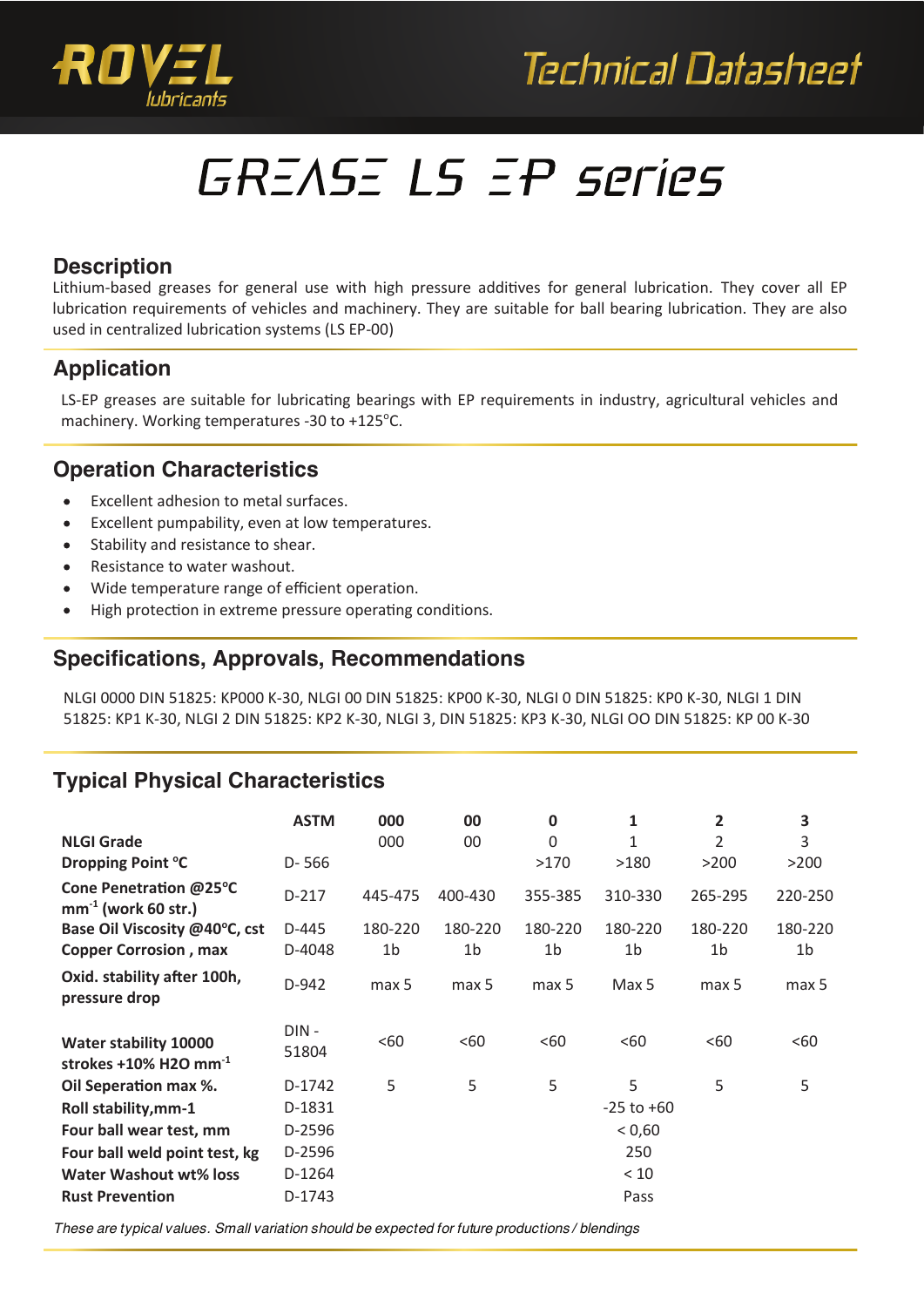ROVEL lubricants

Technical Datasheet

# GREASE LS EP series

## Description

Lithium-based greases for general use with high pressure additives for general lubrication. They cover all EP lubrication requirements of vehicles and machinery. They are suitable for ball bearing lubrication. They are also used in centralized lubrication systems (LS EP-00)

## Application

LS-EP greases are suitable for lubricating bearings with EP requirements in industry, agricultural vehicles and machinery. Working temperatures -30 to +125°C.

## Operation Characteristics

- Excellent adhesion to metal surfaces.
- Excellent pumpability, even at low temperatures.
- Stability and resistance to shear.
- Resistance to water washout.
- Wide temperature range of efficient operation.
- High protection in extreme pressure operating conditions.

## Specifications, Approvals, Recommendations

NLGI 0000 DIN 51825: KP000 K-30, NLGI 00 DIN 51825: KP00 K-30, NLGI 0 DIN 51825: KP0 K-30, NLGI 1 DIN 51825: KP1 K-30, NLGI 2 DIN 51825: KP2 K-30, NLGI 3, DIN 51825: KP3 K-30, NLGI OO DIN 51825: KP 00 K-30

## Typical Physical Characteristics

| | ASTM | 000 | 00 | 0 | 1 | 2 | 3 |
|---|---|---|---|---|---|---|---|
| **NLGI Grade** | | 000 | 00 | 0 | 1 | 2 | 3 |
| **Dropping Point °C** | D- 566 | | | >170 | >180 | >200 | >200 |
| **Cone Penetration @25°C $mm^{-1}$ (work 60 str.)** | D-217 | 445-475 | 400-430 | 355-385 | 310-330 | 265-295 | 220-250 |
| **Base Oil Viscosity @40°C, cst** | D-445 | 180-220 | 180-220 | 180-220 | 180-220 | 180-220 | 180-220 |
| **Copper Corrosion , max** | D-4048 | 1b | 1b | 1b | 1b | 1b | 1b |
| **Oxid. stability after 100h, pressure drop** | D-942 | max 5 | max 5 | max 5 | Max 5 | max 5 | max 5 |
| **Water stability 10000 strokes +10% H2O $mm^{-1}$** | DIN - 51804 | <60 | <60 | <60 | <60 | <60 | <60 |
| **Oil Seperation max %.** | D-1742 | 5 | 5 | 5 | 5 | 5 | 5 |
| **Roll stability,mm-1** | D-1831 | | | | -25 to +60 | | |
| **Four ball wear test, mm** | D-2596 | | | | < 0,60 | | |
| **Four ball weld point test, kg** | D-2596 | | | | 250 | | |
| **Water Washout wt% loss** | D-1264 | | | | < 10 | | |
| **Rust Prevention** | D-1743 | | | | Pass | | |

*These are typical values. Small variation should be expected for future productions / blendings*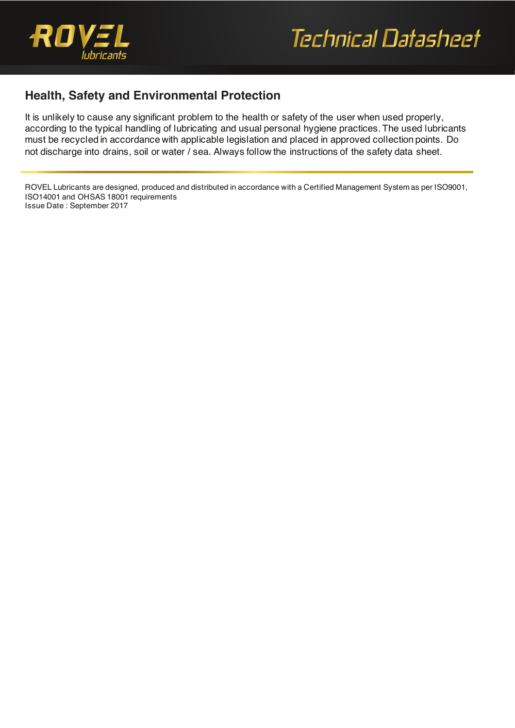## Health, Safety and Environmental Protection

It is unlikely to cause any significant problem to the health or safety of the user when used properly, according to the typical handling of lubricating and usual personal hygiene practices. The used lubricants must be recycled in accordance with applicable legislation and placed in approved collection points. Do not discharge into drains, soil or water / sea. Always follow the instructions of the safety data sheet.

ROVEL Lubricants are designed, produced and distributed in accordance with a Certified Management System as per ISO9001, ISO14001 and OHSAS 18001 requirements
Issue Date : September 2017